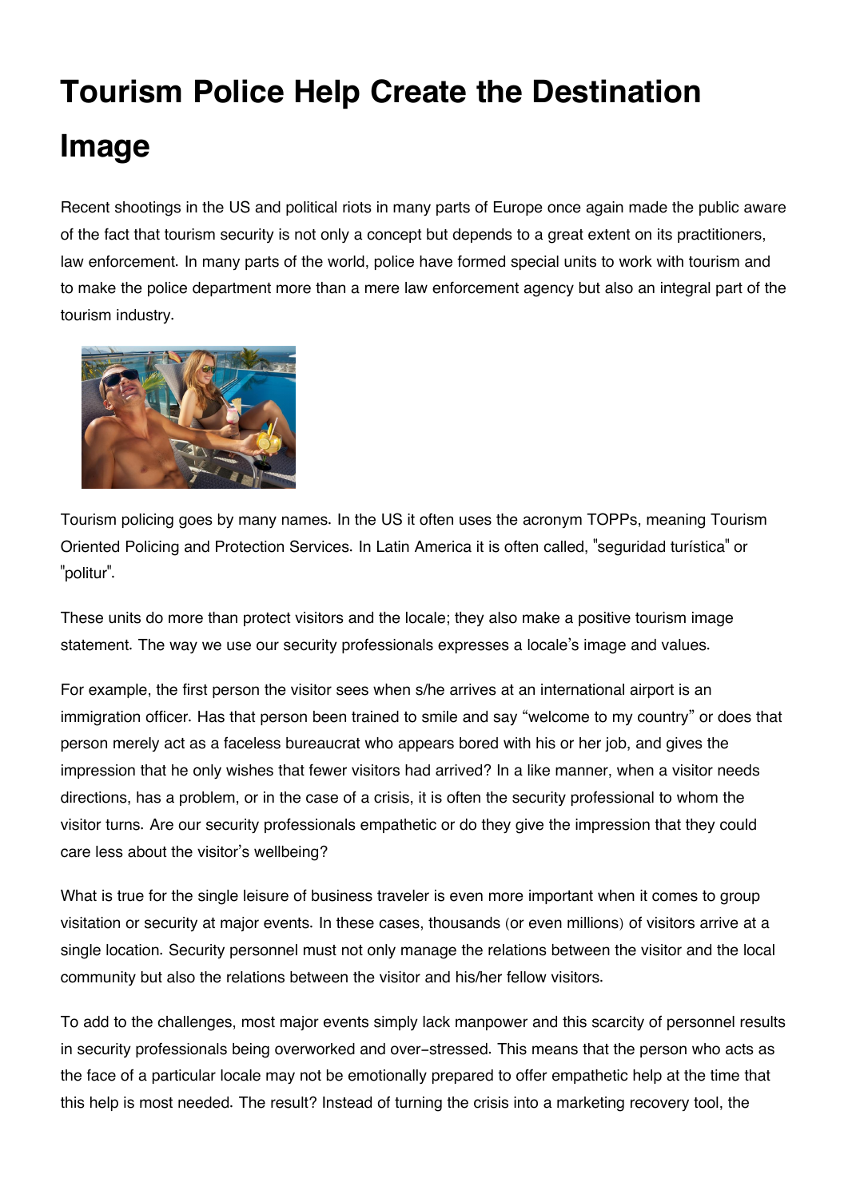# Tourism Police Help Create the Destination Image

Recent shootings in the US and political riots in many parts of Europe once again made the public aware of the fact that tourism security is not only a concept but depends to a great extent on its practitioners, law enforcement. In many parts of the world, police have formed special units to work with tourism and to make the police department more than a mere law enforcement agency but also an integral part of the tourism industry.

Tourism policing goes by many names. In the US it often uses the acronym TOPPs, meaning Tourism Oriented Policing and Protection Services. In Latin America it is often called, "seguridad turística" or "politur".

These units do more than protect visitors and the locale; they also make a positive tourism image statement. The way we use our security professionals expresses a locale's image and values.

For example, the first person the visitor sees when s/he arrives at an international airport is an immigration officer. Has that person been trained to smile and say "welcome to my country" or does that person merely act as a faceless bureaucrat who appears bored with his or her job, and gives the impression that he only wishes that fewer visitors had arrived? In a like manner, when a visitor needs directions, has a problem, or in the case of a crisis, it is often the security professional to whom the visitor turns. Are our security professionals empathetic or do they give the impression that they could care less about the visitor's wellbeing?

What is true for the single leisure of business traveler is even more important when it comes to group visitation or security at major events. In these cases, thousands (or even millions) of visitors arrive at a single location. Security personnel must not only manage the relations between the visitor and the local community but also the relations between the visitor and his/her fellow visitors.

To add to the challenges, most major events simply lack manpower and this scarcity of personnel results in security professionals being overworked and over-stressed. This means that the person who acts as the face of a particular locale may not be emotionally prepared to offer empathetic help at the time that this help is most needed. The result? Instead of turning the crisis into a marketing recovery tool, the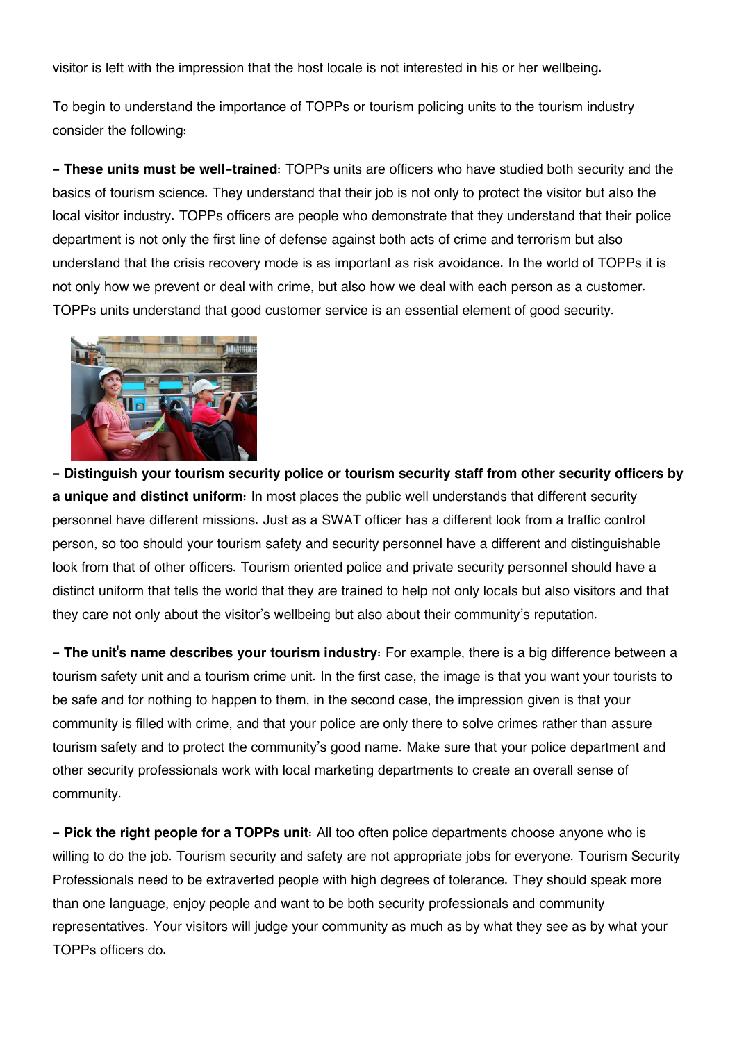visitor is left with the impression that the host locale is not interested in his or her wellbeing.

To begin to understand the importance of TOPPs or tourism policing units to the tourism industry consider the following:

**- These units must be well-trained:** TOPPs units are officers who have studied both security and the basics of tourism science. They understand that their job is not only to protect the visitor but also the local visitor industry. TOPPs officers are people who demonstrate that they understand that their police department is not only the first line of defense against both acts of crime and terrorism but also understand that the crisis recovery mode is as important as risk avoidance. In the world of TOPPs it is not only how we prevent or deal with crime, but also how we deal with each person as a customer. TOPPs units understand that good customer service is an essential element of good security.

**- Distinguish your tourism security police or tourism security staff from other security officers by a unique and distinct uniform:** In most places the public well understands that different security personnel have different missions. Just as a SWAT officer has a different look from a traffic control person, so too should your tourism safety and security personnel have a different and distinguishable look from that of other officers. Tourism oriented police and private security personnel should have a distinct uniform that tells the world that they are trained to help not only locals but also visitors and that they care not only about the visitor's wellbeing but also about their community's reputation.

**- The unit's name describes your tourism industry:** For example, there is a big difference between a tourism safety unit and a tourism crime unit. In the first case, the image is that you want your tourists to be safe and for nothing to happen to them, in the second case, the impression given is that your community is filled with crime, and that your police are only there to solve crimes rather than assure tourism safety and to protect the community's good name. Make sure that your police department and other security professionals work with local marketing departments to create an overall sense of community.

**- Pick the right people for a TOPPs unit:** All too often police departments choose anyone who is willing to do the job. Tourism security and safety are not appropriate jobs for everyone. Tourism Security Professionals need to be extraverted people with high degrees of tolerance. They should speak more than one language, enjoy people and want to be both security professionals and community representatives. Your visitors will judge your community as much as by what they see as by what your TOPPs officers do.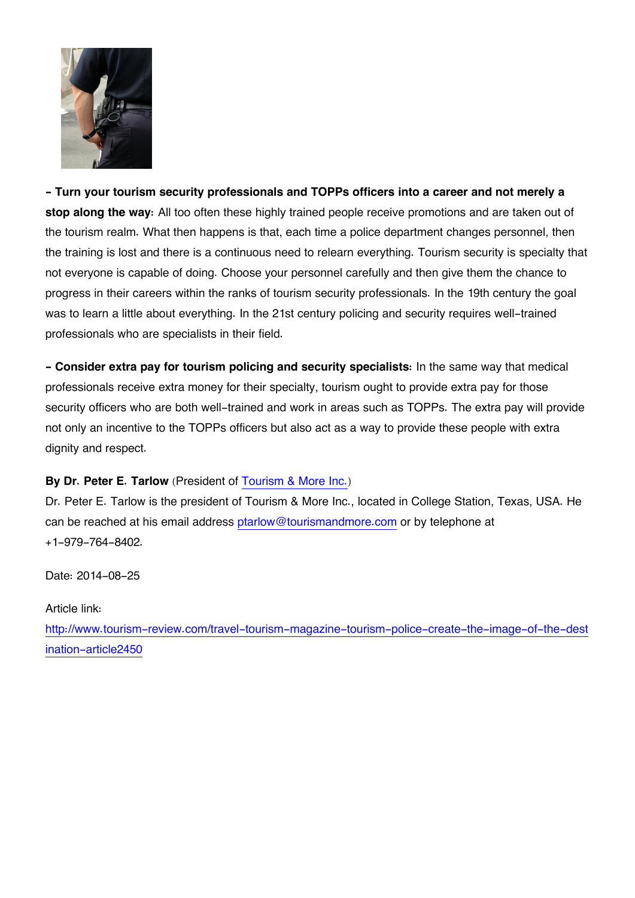**- Turn your tourism security professionals and TOPPs officers into a career and not merely a stop along the way:** All too often these highly trained people receive promotions and are taken out of the tourism realm. What then happens is that, each time a police department changes personnel, then the training is lost and there is a continuous need to relearn everything. Tourism security is specialty that not everyone is capable of doing. Choose your personnel carefully and then give them the chance to progress in their careers within the ranks of tourism security professionals. In the 19th century the goal was to learn a little about everything. In the 21st century policing and security requires well-trained professionals who are specialists in their field.

**- Consider extra pay for tourism policing and security specialists:** In the same way that medical professionals receive extra money for their specialty, tourism ought to provide extra pay for those security officers who are both well-trained and work in areas such as TOPPs. The extra pay will provide not only an incentive to the TOPPs officers but also act as a way to provide these people with extra dignity and respect.

**By Dr. Peter E. Tarlow** (President of Tourism & More Inc.)
Dr. Peter E. Tarlow is the president of Tourism & More Inc., located in College Station, Texas, USA. He can be reached at his email address ptarlow@tourismandmore.com or by telephone at +1-979-764-8402.

Date: 2014-08-25

Article link:
http://www.tourism-review.com/travel-tourism-magazine-tourism-police-create-the-image-of-the-destination-article2450